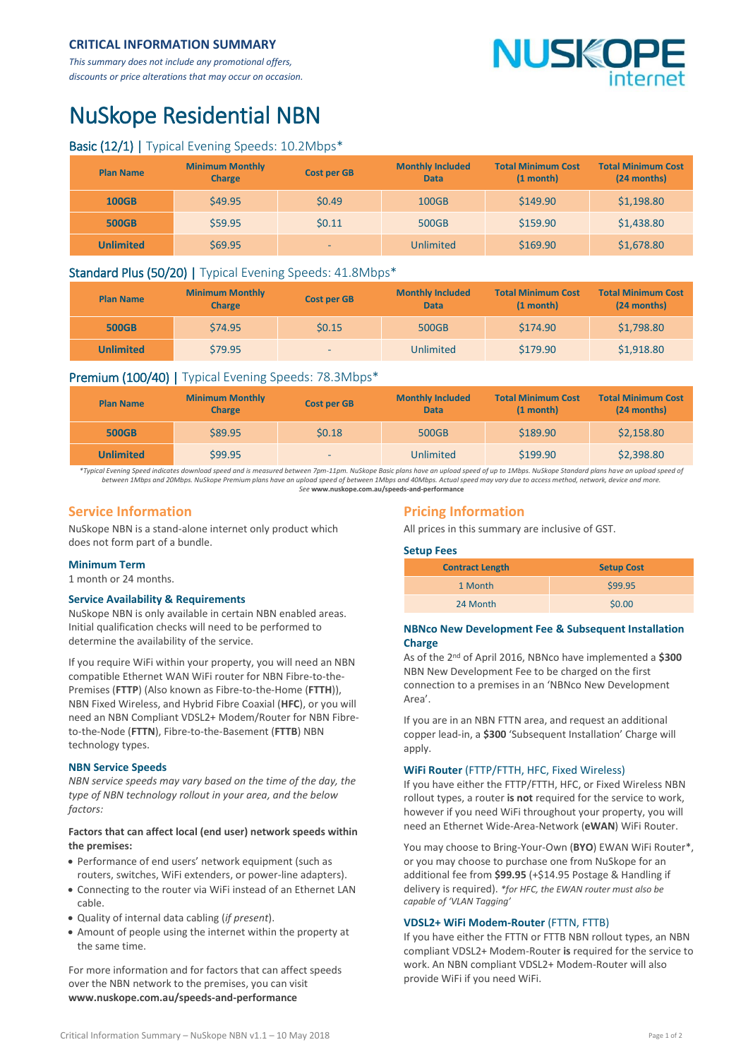**CRITICAL INFORMATION SUMMARY**

*This summary does not include any promotional offers, discounts or price alterations that may occur on occasion.*

# NuSkope Residential NBN

## Basic (12/1) | Typical Evening Speeds: 10.2Mbps*

| Plan Name | Minimum Monthly Charge | Cost per GB | Monthly Included Data | Total Minimum Cost (1 month) | Total Minimum Cost (24 months) |
|---|---|---|---|---|---|
| 100GB | $49.95 | $0.49 | 100GB | $149.90 | $1,198.80 |
| 500GB | $59.95 | $0.11 | 500GB | $159.90 | $1,438.80 |
| Unlimited | $69.95 | - | Unlimited | $169.90 | $1,678.80 |

## Standard Plus (50/20) | Typical Evening Speeds: 41.8Mbps*

| Plan Name | Minimum Monthly Charge | Cost per GB | Monthly Included Data | Total Minimum Cost (1 month) | Total Minimum Cost (24 months) |
|---|---|---|---|---|---|
| 500GB | $74.95 | $0.15 | 500GB | $174.90 | $1,798.80 |
| Unlimited | $79.95 | - | Unlimited | $179.90 | $1,918.80 |

## Premium (100/40) | Typical Evening Speeds: 78.3Mbps*

| Plan Name | Minimum Monthly Charge | Cost per GB | Monthly Included Data | Total Minimum Cost (1 month) | Total Minimum Cost (24 months) |
|---|---|---|---|---|---|
| 500GB | $89.95 | $0.18 | 500GB | $189.90 | $2,158.80 |
| Unlimited | $99.95 | - | Unlimited | $199.90 | $2,398.80 |

*\*Typical Evening Speed indicates download speed and is measured between 7pm-11pm. NuSkope Basic plans have an upload speed of up to 1Mbps. NuSkope Standard plans have an upload speed of between 1Mbps and 20Mbps. NuSkope Premium plans have an upload speed of between 1Mbps and 40Mbps. Actual speed may vary due to access method, network, device and more.*
*See* **www.nuskope.com.au/speeds-and-performance**

## Service Information

NuSkope NBN is a stand-alone internet only product which does not form part of a bundle.

### Minimum Term

1 month or 24 months.

### Service Availability & Requirements

NuSkope NBN is only available in certain NBN enabled areas. Initial qualification checks will need to be performed to determine the availability of the service.

If you require WiFi within your property, you will need an NBN compatible Ethernet WAN WiFi router for NBN Fibre-to-the-Premises (**FTTP**) (Also known as Fibre-to-the-Home (**FTTH**)), NBN Fixed Wireless, and Hybrid Fibre Coaxial (**HFC**), or you will need an NBN Compliant VDSL2+ Modem/Router for NBN Fibre-to-the-Node (**FTTN**), Fibre-to-the-Basement (**FTTB**) NBN technology types.

### NBN Service Speeds

*NBN service speeds may vary based on the time of the day, the type of NBN technology rollout in your area, and the below factors:*

**Factors that can affect local (end user) network speeds within the premises:**

- Performance of end users' network equipment (such as routers, switches, WiFi extenders, or power-line adapters).
- Connecting to the router via WiFi instead of an Ethernet LAN cable.
- Quality of internal data cabling (*if present*).
- Amount of people using the internet within the property at the same time.

For more information and for factors that can affect speeds over the NBN network to the premises, you can visit **www.nuskope.com.au/speeds-and-performance**

## Pricing Information

All prices in this summary are inclusive of GST.

### Setup Fees

| Contract Length | Setup Cost |
|---|---|
| 1 Month | $99.95 |
| 24 Month | $0.00 |

### NBNco New Development Fee & Subsequent Installation Charge

As of the 2nd of April 2016, NBNco have implemented a **$300** NBN New Development Fee to be charged on the first connection to a premises in an 'NBNco New Development Area'.

If you are in an NBN FTTN area, and request an additional copper lead-in, a **$300** 'Subsequent Installation' Charge will apply.

### WiFi Router (FTTP/FTTH, HFC, Fixed Wireless)

If you have either the FTTP/FTTH, HFC, or Fixed Wireless NBN rollout types, a router **is not** required for the service to work, however if you need WiFi throughout your property, you will need an Ethernet Wide-Area-Network (**eWAN**) WiFi Router.

You may choose to Bring-Your-Own (**BYO**) EWAN WiFi Router*, or you may choose to purchase one from NuSkope for an additional fee from **$99.95** (+$14.95 Postage & Handling if delivery is required). *\*for HFC, the EWAN router must also be capable of 'VLAN Tagging'*

### VDSL2+ WiFi Modem-Router (FTTN, FTTB)

If you have either the FTTN or FTTB NBN rollout types, an NBN compliant VDSL2+ Modem-Router **is** required for the service to work. An NBN compliant VDSL2+ Modem-Router will also provide WiFi if you need WiFi.

Critical Information Summary – NuSkope NBN v1.1 – 10 May 2018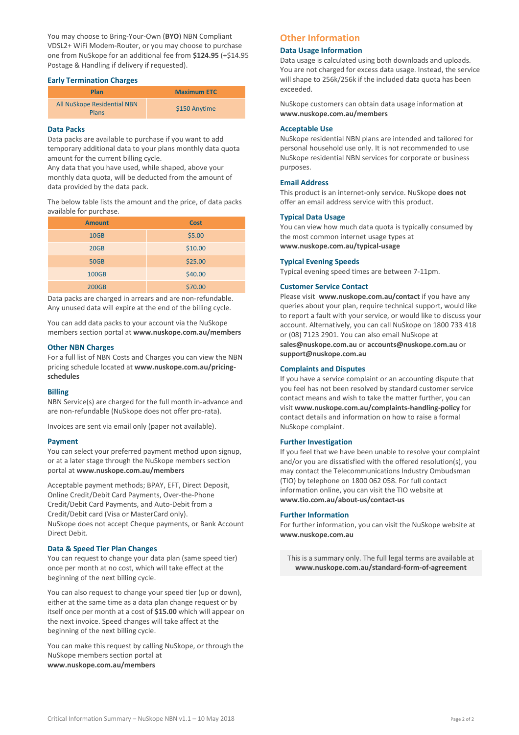You may choose to Bring-Your-Own (**BYO**) NBN Compliant VDSL2+ WiFi Modem-Router, or you may choose to purchase one from NuSkope for an additional fee from **$124.95** (+$14.95 Postage & Handling if delivery if requested).

### Early Termination Charges

| Plan | Maximum ETC |
| --- | --- |
| All NuSkope Residential NBN Plans | $150 Anytime |

### Data Packs

Data packs are available to purchase if you want to add temporary additional data to your plans monthly data quota amount for the current billing cycle.
Any data that you have used, while shaped, above your monthly data quota, will be deducted from the amount of data provided by the data pack.

The below table lists the amount and the price, of data packs available for purchase.

| Amount | Cost |
| --- | --- |
| 10GB | $5.00 |
| 20GB | $10.00 |
| 50GB | $25.00 |
| 100GB | $40.00 |
| 200GB | $70.00 |

Data packs are charged in arrears and are non-refundable. Any unused data will expire at the end of the billing cycle.

You can add data packs to your account via the NuSkope members section portal at **www.nuskope.com.au/members**

### Other NBN Charges

For a full list of NBN Costs and Charges you can view the NBN pricing schedule located at **www.nuskope.com.au/pricing-schedules**

### Billing

NBN Service(s) are charged for the full month in-advance and are non-refundable (NuSkope does not offer pro-rata).

Invoices are sent via email only (paper not available).

### Payment

You can select your preferred payment method upon signup, or at a later stage through the NuSkope members section portal at **www.nuskope.com.au/members**

Acceptable payment methods; BPAY, EFT, Direct Deposit, Online Credit/Debit Card Payments, Over-the-Phone Credit/Debit Card Payments, and Auto-Debit from a Credit/Debit card (Visa or MasterCard only).
NuSkope does not accept Cheque payments, or Bank Account Direct Debit.

### Data & Speed Tier Plan Changes

You can request to change your data plan (same speed tier) once per month at no cost, which will take effect at the beginning of the next billing cycle.

You can also request to change your speed tier (up or down), either at the same time as a data plan change request or by itself once per month at a cost of **$15.00** which will appear on the next invoice. Speed changes will take affect at the beginning of the next billing cycle.

You can make this request by calling NuSkope, or through the NuSkope members section portal at **www.nuskope.com.au/members**

## Other Information

### Data Usage Information

Data usage is calculated using both downloads and uploads. You are not charged for excess data usage. Instead, the service will shape to 256k/256k if the included data quota has been exceeded.

NuSkope customers can obtain data usage information at **www.nuskope.com.au/members**

### Acceptable Use

NuSkope residential NBN plans are intended and tailored for personal household use only. It is not recommended to use NuSkope residential NBN services for corporate or business purposes.

### Email Address

This product is an internet-only service. NuSkope **does not** offer an email address service with this product.

### Typical Data Usage

You can view how much data quota is typically consumed by the most common internet usage types at **www.nuskope.com.au/typical-usage**

### Typical Evening Speeds

Typical evening speed times are between 7-11pm.

### Customer Service Contact

Please visit **www.nuskope.com.au/contact** if you have any queries about your plan, require technical support, would like to report a fault with your service, or would like to discuss your account. Alternatively, you can call NuSkope on 1800 733 418 or (08) 7123 2901. You can also email NuSkope at **sales@nuskope.com.au** or **accounts@nuskope.com.au** or **support@nuskope.com.au**

### Complaints and Disputes

If you have a service complaint or an accounting dispute that you feel has not been resolved by standard customer service contact means and wish to take the matter further, you can visit **www.nuskope.com.au/complaints-handling-policy** for contact details and information on how to raise a formal NuSkope complaint.

### Further Investigation

If you feel that we have been unable to resolve your complaint and/or you are dissatisfied with the offered resolution(s), you may contact the Telecommunications Industry Ombudsman (TIO) by telephone on 1800 062 058. For full contact information online, you can visit the TIO website at **www.tio.com.au/about-us/contact-us**

### Further Information

For further information, you can visit the NuSkope website at **www.nuskope.com.au**

This is a summary only. The full legal terms are available at **www.nuskope.com.au/standard-form-of-agreement**